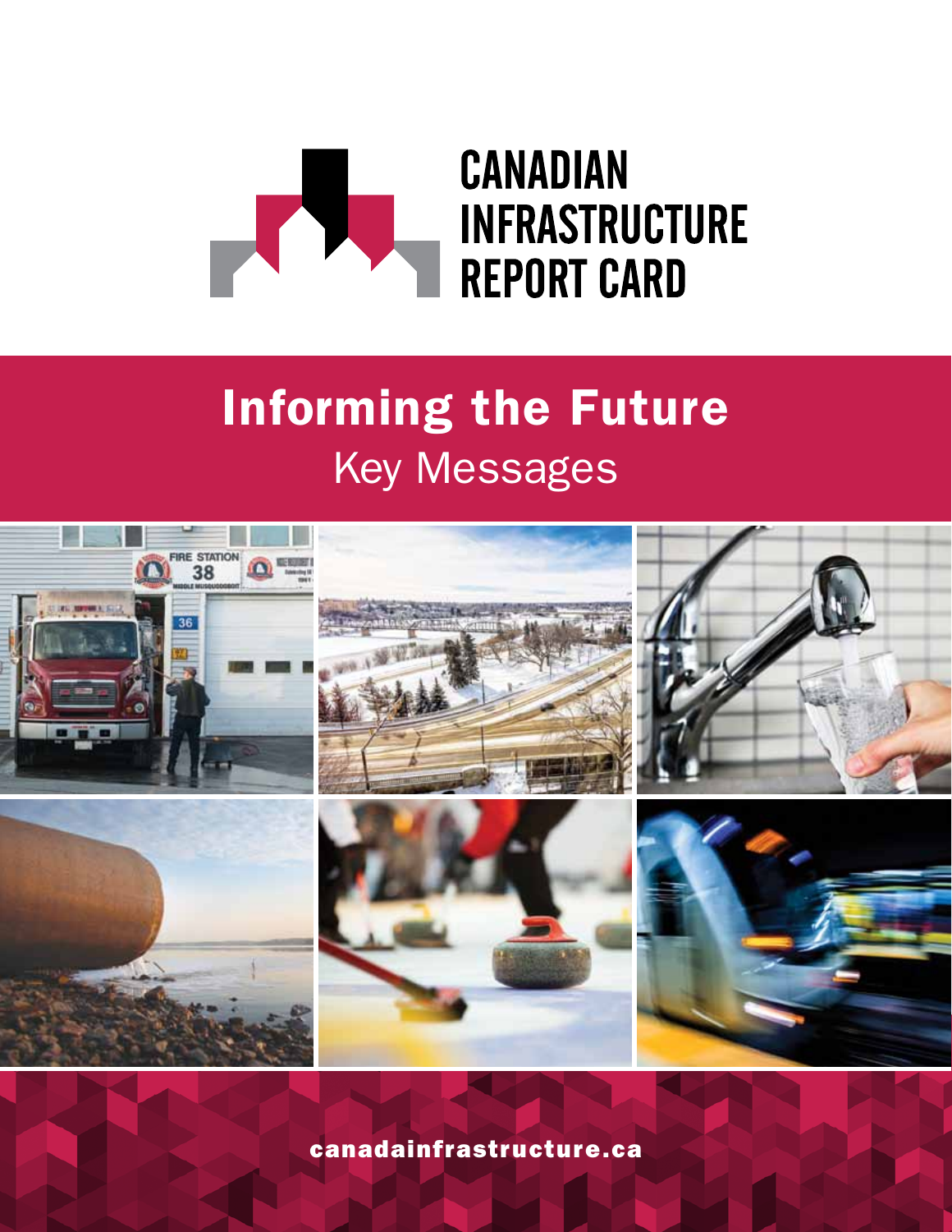# CANADIAN INFRASTRUCTURE REPORT CARD

## Informing the Future

Key Messages

canadainfrastructure.ca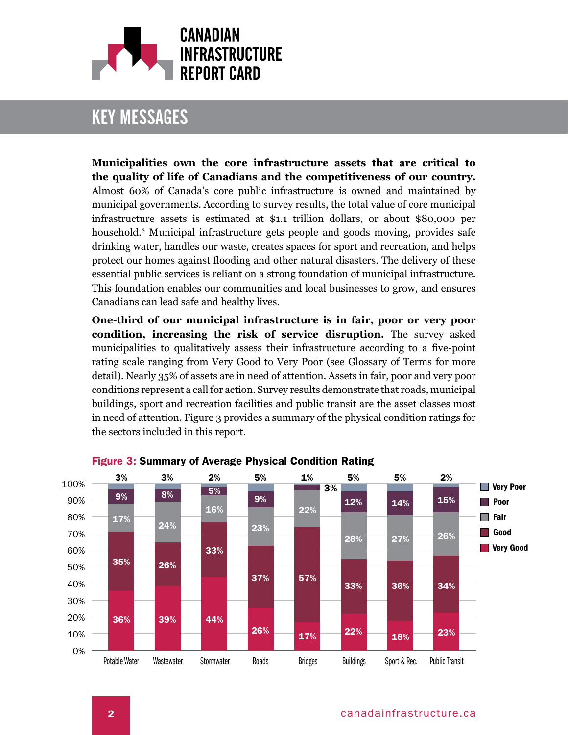## KEY MESSAGES

**Municipalities own the core infrastructure assets that are critical to the quality of life of Canadians and the competitiveness of our country.** Almost 60% of Canada's core public infrastructure is owned and maintained by municipal governments. According to survey results, the total value of core municipal infrastructure assets is estimated at $1.1 trillion dollars, or about $80,000 per household.[8] Municipal infrastructure gets people and goods moving, provides safe drinking water, handles our waste, creates spaces for sport and recreation, and helps protect our homes against flooding and other natural disasters. The delivery of these essential public services is reliant on a strong foundation of municipal infrastructure. This foundation enables our communities and local businesses to grow, and ensures Canadians can lead safe and healthy lives.

**One-third of our municipal infrastructure is in fair, poor or very poor condition, increasing the risk of service disruption.** The survey asked municipalities to qualitatively assess their infrastructure according to a five-point rating scale ranging from Very Good to Very Poor (see Glossary of Terms for more detail). Nearly 35% of assets are in need of attention. Assets in fair, poor and very poor conditions represent a call for action. Survey results demonstrate that roads, municipal buildings, sport and recreation facilities and public transit are the asset classes most in need of attention. Figure 3 provides a summary of the physical condition ratings for the sectors included in this report.

**Figure 3: Summary of Average Physical Condition Rating**

| | Potable Water | Wastewater | Stormwater | Roads | Bridges | Buildings | Sport & Rec. | Public Transit |
|---|---|---|---|---|---|---|---|---|
| Very Poor | 3% | 3% | 2% | 5% | 1% | 5% | 5% | 2% |
| Poor | 9% | 8% | 5% | 9% | 3% | 12% | 14% | 15% |
| Fair | 17% | 24% | 16% | 23% | 22% | 28% | 27% | 26% |
| Good | 35% | 26% | 33% | 37% | 57% | 33% | 36% | 34% |
| Very Good | 36% | 39% | 44% | 26% | 17% | 22% | 18% | 23% |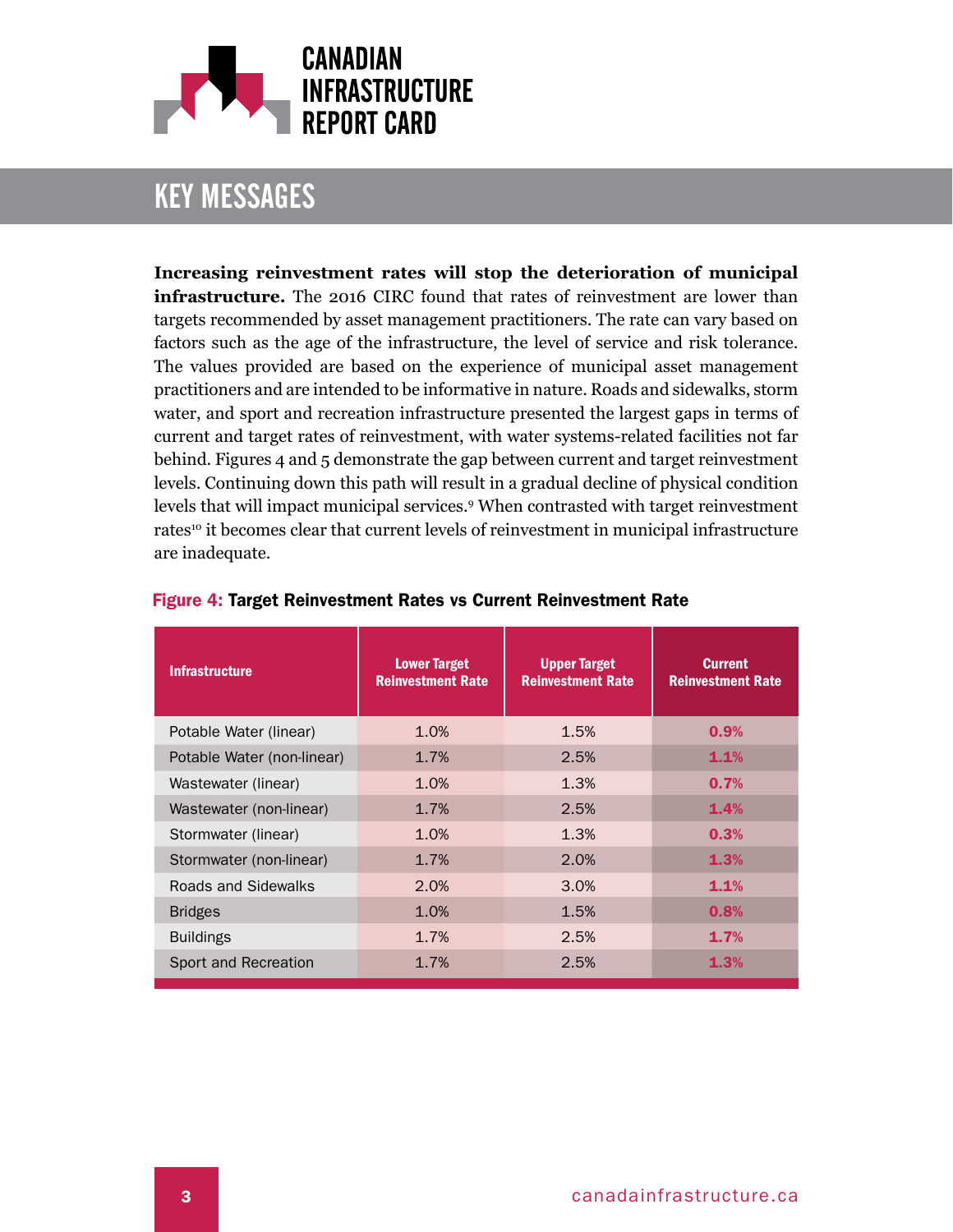## KEY MESSAGES

**Increasing reinvestment rates will stop the deterioration of municipal infrastructure.** The 2016 CIRC found that rates of reinvestment are lower than targets recommended by asset management practitioners. The rate can vary based on factors such as the age of the infrastructure, the level of service and risk tolerance. The values provided are based on the experience of municipal asset management practitioners and are intended to be informative in nature. Roads and sidewalks, storm water, and sport and recreation infrastructure presented the largest gaps in terms of current and target rates of reinvestment, with water systems-related facilities not far behind. Figures 4 and 5 demonstrate the gap between current and target reinvestment levels. Continuing down this path will result in a gradual decline of physical condition levels that will impact municipal services.[9] When contrasted with target reinvestment rates[10] it becomes clear that current levels of reinvestment in municipal infrastructure are inadequate.

**Figure 4: Target Reinvestment Rates vs Current Reinvestment Rate**

| Infrastructure | Lower Target Reinvestment Rate | Upper Target Reinvestment Rate | Current Reinvestment Rate |
|---|---|---|---|
| Potable Water (linear) | 1.0% | 1.5% | **0.9%** |
| Potable Water (non-linear) | 1.7% | 2.5% | **1.1%** |
| Wastewater (linear) | 1.0% | 1.3% | **0.7%** |
| Wastewater (non-linear) | 1.7% | 2.5% | **1.4%** |
| Stormwater (linear) | 1.0% | 1.3% | **0.3%** |
| Stormwater (non-linear) | 1.7% | 2.0% | **1.3%** |
| Roads and Sidewalks | 2.0% | 3.0% | **1.1%** |
| Bridges | 1.0% | 1.5% | **0.8%** |
| Buildings | 1.7% | 2.5% | **1.7%** |
| Sport and Recreation | 1.7% | 2.5% | **1.3%** |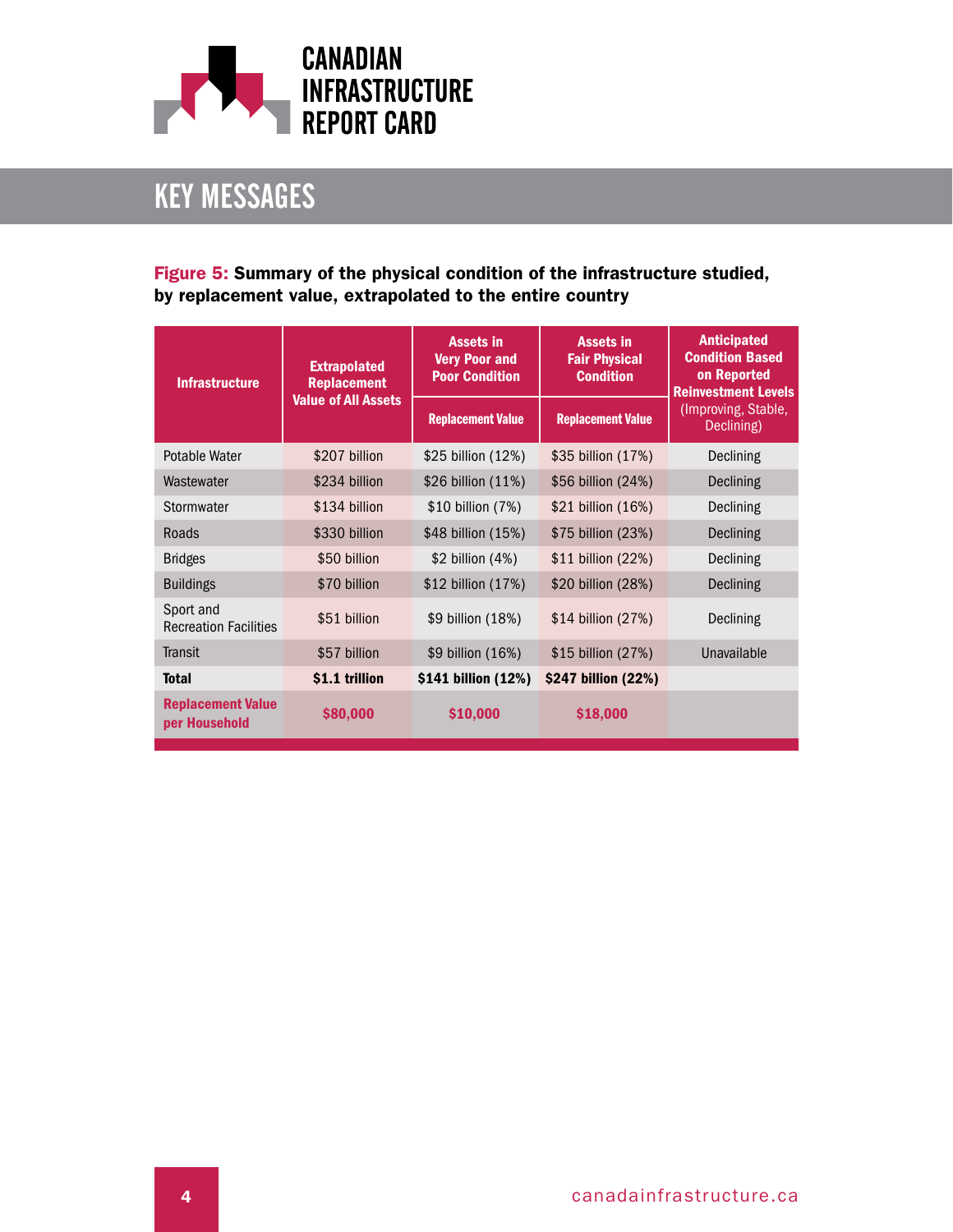# KEY MESSAGES

**Figure 5: Summary of the physical condition of the infrastructure studied, by replacement value, extrapolated to the entire country**

| Infrastructure | Extrapolated Replacement Value of All Assets | Assets in Very Poor and Poor Condition | Assets in Fair Physical Condition | Anticipated Condition Based on Reported Reinvestment Levels (Improving, Stable, Declining) |
|---|---|---|---|---|
| | | Replacement Value | Replacement Value | |
| Potable Water | $207 billion | $25 billion (12%) | $35 billion (17%) | Declining |
| Wastewater | $234 billion | $26 billion (11%) | $56 billion (24%) | Declining |
| Stormwater | $134 billion | $10 billion (7%) | $21 billion (16%) | Declining |
| Roads | $330 billion | $48 billion (15%) | $75 billion (23%) | Declining |
| Bridges | $50 billion | $2 billion (4%) | $11 billion (22%) | Declining |
| Buildings | $70 billion | $12 billion (17%) | $20 billion (28%) | Declining |
| Sport and Recreation Facilities | $51 billion | $9 billion (18%) | $14 billion (27%) | Declining |
| Transit | $57 billion | $9 billion (16%) | $15 billion (27%) | Unavailable |
| **Total** | **$1.1 trillion** | **$141 billion (12%)** | **$247 billion (22%)** | |
| **Replacement Value per Household** | **$80,000** | **$10,000** | **$18,000** | |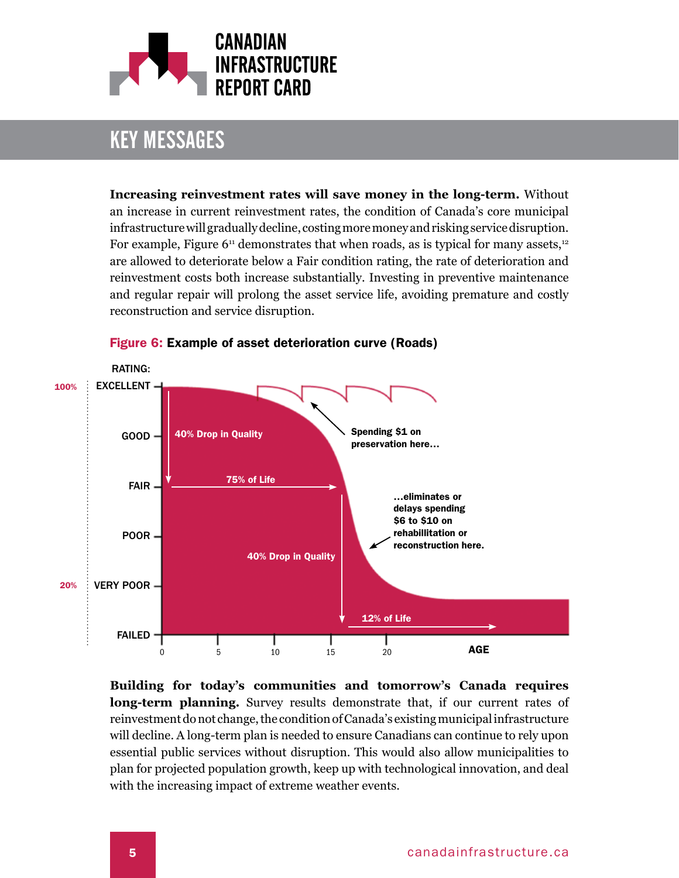## KEY MESSAGES

**Increasing reinvestment rates will save money in the long-term.** Without an increase in current reinvestment rates, the condition of Canada's core municipal infrastructure will gradually decline, costing more money and risking service disruption. For example, Figure 6[11] demonstrates that when roads, as is typical for many assets,[12] are allowed to deteriorate below a Fair condition rating, the rate of deterioration and reinvestment costs both increase substantially. Investing in preventive maintenance and regular repair will prolong the asset service life, avoiding premature and costly reconstruction and service disruption.

**Figure 6:** Example of asset deterioration curve (Roads)

**Building for today's communities and tomorrow's Canada requires long-term planning.** Survey results demonstrate that, if our current rates of reinvestment do not change, the condition of Canada's existing municipal infrastructure will decline. A long-term plan is needed to ensure Canadians can continue to rely upon essential public services without disruption. This would also allow municipalities to plan for projected population growth, keep up with technological innovation, and deal with the increasing impact of extreme weather events.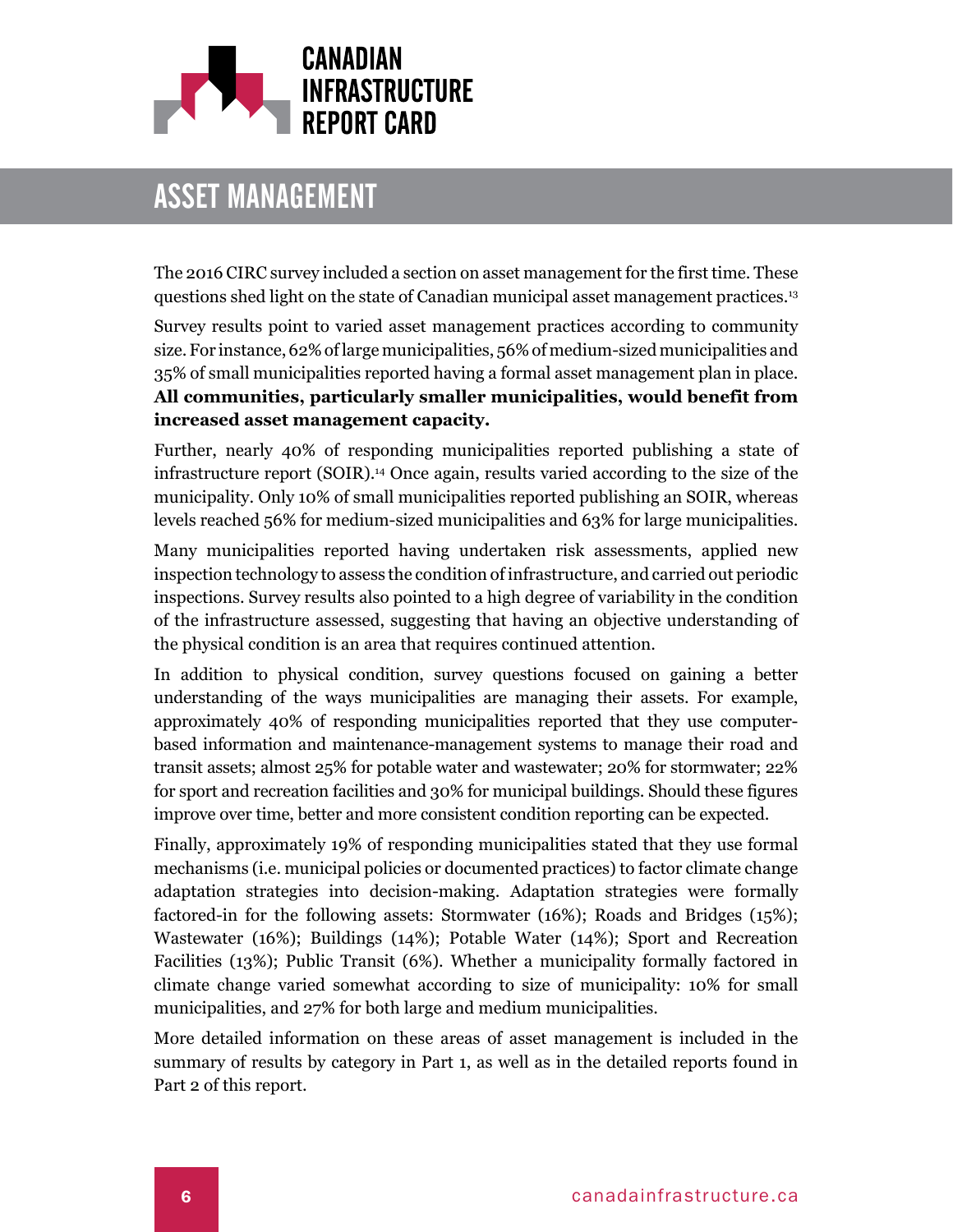# ASSET MANAGEMENT

The 2016 CIRC survey included a section on asset management for the first time. These questions shed light on the state of Canadian municipal asset management practices.[13]

Survey results point to varied asset management practices according to community size. For instance, 62% of large municipalities, 56% of medium-sized municipalities and 35% of small municipalities reported having a formal asset management plan in place. **All communities, particularly smaller municipalities, would benefit from increased asset management capacity.**

Further, nearly 40% of responding municipalities reported publishing a state of infrastructure report (SOIR).[14] Once again, results varied according to the size of the municipality. Only 10% of small municipalities reported publishing an SOIR, whereas levels reached 56% for medium-sized municipalities and 63% for large municipalities.

Many municipalities reported having undertaken risk assessments, applied new inspection technology to assess the condition of infrastructure, and carried out periodic inspections. Survey results also pointed to a high degree of variability in the condition of the infrastructure assessed, suggesting that having an objective understanding of the physical condition is an area that requires continued attention.

In addition to physical condition, survey questions focused on gaining a better understanding of the ways municipalities are managing their assets. For example, approximately 40% of responding municipalities reported that they use computer-based information and maintenance-management systems to manage their road and transit assets; almost 25% for potable water and wastewater; 20% for stormwater; 22% for sport and recreation facilities and 30% for municipal buildings. Should these figures improve over time, better and more consistent condition reporting can be expected.

Finally, approximately 19% of responding municipalities stated that they use formal mechanisms (i.e. municipal policies or documented practices) to factor climate change adaptation strategies into decision-making. Adaptation strategies were formally factored-in for the following assets: Stormwater (16%); Roads and Bridges (15%); Wastewater (16%); Buildings (14%); Potable Water (14%); Sport and Recreation Facilities (13%); Public Transit (6%). Whether a municipality formally factored in climate change varied somewhat according to size of municipality: 10% for small municipalities, and 27% for both large and medium municipalities.

More detailed information on these areas of asset management is included in the summary of results by category in Part 1, as well as in the detailed reports found in Part 2 of this report.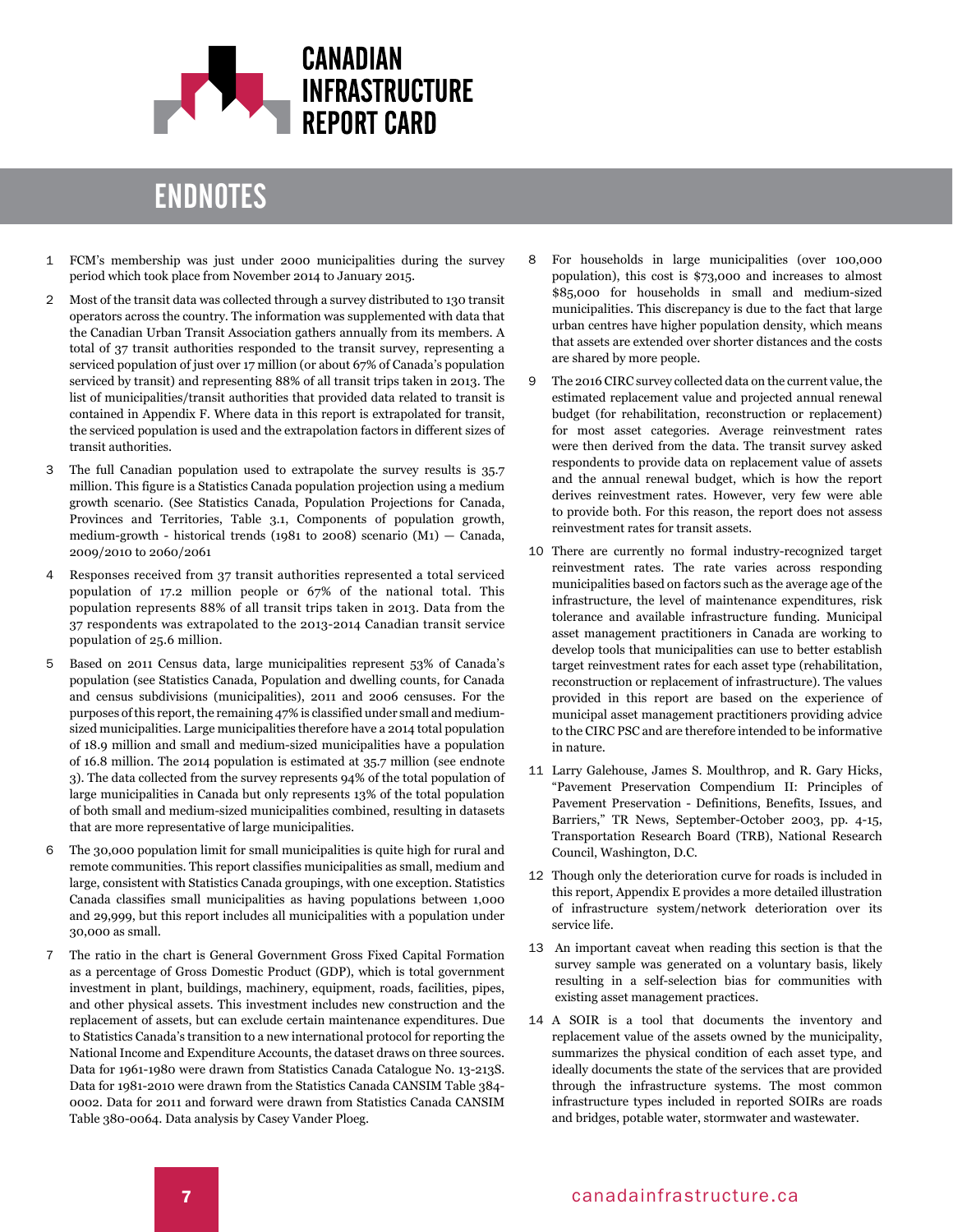# ENDNOTES

1. FCM's membership was just under 2000 municipalities during the survey period which took place from November 2014 to January 2015.

2. Most of the transit data was collected through a survey distributed to 130 transit operators across the country. The information was supplemented with data that the Canadian Urban Transit Association gathers annually from its members. A total of 37 transit authorities responded to the transit survey, representing a serviced population of just over 17 million (or about 67% of Canada's population serviced by transit) and representing 88% of all transit trips taken in 2013. The list of municipalities/transit authorities that provided data related to transit is contained in Appendix F. Where data in this report is extrapolated for transit, the serviced population is used and the extrapolation factors in different sizes of transit authorities.

3. The full Canadian population used to extrapolate the survey results is 35.7 million. This figure is a Statistics Canada population projection using a medium growth scenario. (See Statistics Canada, Population Projections for Canada, Provinces and Territories, Table 3.1, Components of population growth, medium-growth - historical trends (1981 to 2008) scenario (M1) — Canada, 2009/2010 to 2060/2061

4. Responses received from 37 transit authorities represented a total serviced population of 17.2 million people or 67% of the national total. This population represents 88% of all transit trips taken in 2013. Data from the 37 respondents was extrapolated to the 2013-2014 Canadian transit service population of 25.6 million.

5. Based on 2011 Census data, large municipalities represent 53% of Canada's population (see Statistics Canada, Population and dwelling counts, for Canada and census subdivisions (municipalities), 2011 and 2006 censuses. For the purposes of this report, the remaining 47% is classified under small and medium-sized municipalities. Large municipalities therefore have a 2014 total population of 18.9 million and small and medium-sized municipalities have a population of 16.8 million. The 2014 population is estimated at 35.7 million (see endnote 3). The data collected from the survey represents 94% of the total population of large municipalities in Canada but only represents 13% of the total population of both small and medium-sized municipalities combined, resulting in datasets that are more representative of large municipalities.

6. The 30,000 population limit for small municipalities is quite high for rural and remote communities. This report classifies municipalities as small, medium and large, consistent with Statistics Canada groupings, with one exception. Statistics Canada classifies small municipalities as having populations between 1,000 and 29,999, but this report includes all municipalities with a population under 30,000 as small.

7. The ratio in the chart is General Government Gross Fixed Capital Formation as a percentage of Gross Domestic Product (GDP), which is total government investment in plant, buildings, machinery, equipment, roads, facilities, pipes, and other physical assets. This investment includes new construction and the replacement of assets, but can exclude certain maintenance expenditures. Due to Statistics Canada's transition to a new international protocol for reporting the National Income and Expenditure Accounts, the dataset draws on three sources. Data for 1961-1980 were drawn from Statistics Canada Catalogue No. 13-213S. Data for 1981-2010 were drawn from the Statistics Canada CANSIM Table 384-0002. Data for 2011 and forward were drawn from Statistics Canada CANSIM Table 380-0064. Data analysis by Casey Vander Ploeg.

8. For households in large municipalities (over 100,000 population), this cost is $73,000 and increases to almost $85,000 for households in small and medium-sized municipalities. This discrepancy is due to the fact that large urban centres have higher population density, which means that assets are extended over shorter distances and the costs are shared by more people.

9. The 2016 CIRC survey collected data on the current value, the estimated replacement value and projected annual renewal budget (for rehabilitation, reconstruction or replacement) for most asset categories. Average reinvestment rates were then derived from the data. The transit survey asked respondents to provide data on replacement value of assets and the annual renewal budget, which is how the report derives reinvestment rates. However, very few were able to provide both. For this reason, the report does not assess reinvestment rates for transit assets.

10. There are currently no formal industry-recognized target reinvestment rates. The rate varies across responding municipalities based on factors such as the average age of the infrastructure, the level of maintenance expenditures, risk tolerance and available infrastructure funding. Municipal asset management practitioners in Canada are working to develop tools that municipalities can use to better establish target reinvestment rates for each asset type (rehabilitation, reconstruction or replacement of infrastructure). The values provided in this report are based on the experience of municipal asset management practitioners providing advice to the CIRC PSC and are therefore intended to be informative in nature.

11. Larry Galehouse, James S. Moulthrop, and R. Gary Hicks, "Pavement Preservation Compendium II: Principles of Pavement Preservation - Definitions, Benefits, Issues, and Barriers," TR News, September-October 2003, pp. 4-15, Transportation Research Board (TRB), National Research Council, Washington, D.C.

12. Though only the deterioration curve for roads is included in this report, Appendix E provides a more detailed illustration of infrastructure system/network deterioration over its service life.

13. An important caveat when reading this section is that the survey sample was generated on a voluntary basis, likely resulting in a self-selection bias for communities with existing asset management practices.

14. A SOIR is a tool that documents the inventory and replacement value of the assets owned by the municipality, summarizes the physical condition of each asset type, and ideally documents the state of the services that are provided through the infrastructure systems. The most common infrastructure types included in reported SOIRs are roads and bridges, potable water, stormwater and wastewater.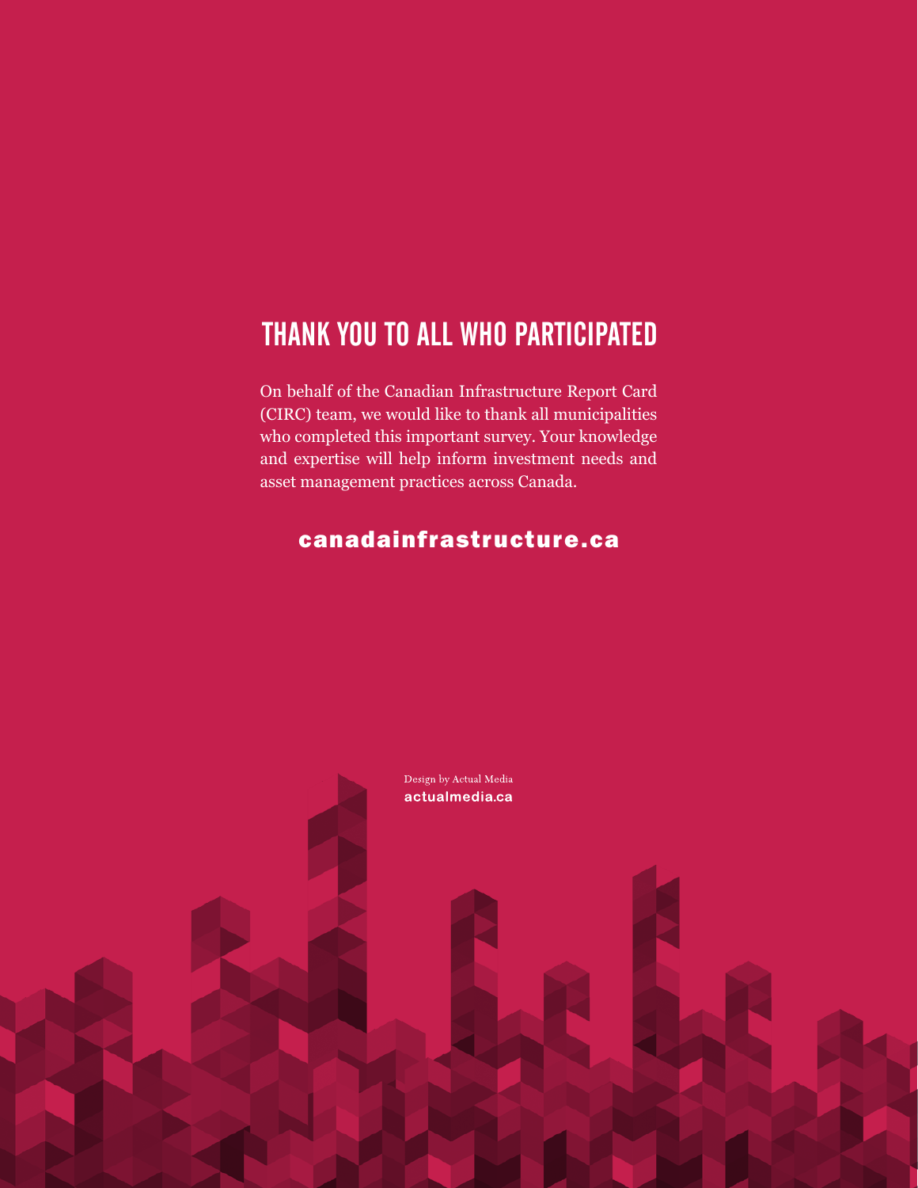# THANK YOU TO ALL WHO PARTICIPATED

On behalf of the Canadian Infrastructure Report Card (CIRC) team, we would like to thank all municipalities who completed this important survey. Your knowledge and expertise will help inform investment needs and asset management practices across Canada.

**canadainfrastructure.ca**

Design by Actual Media
**actualmedia.ca**